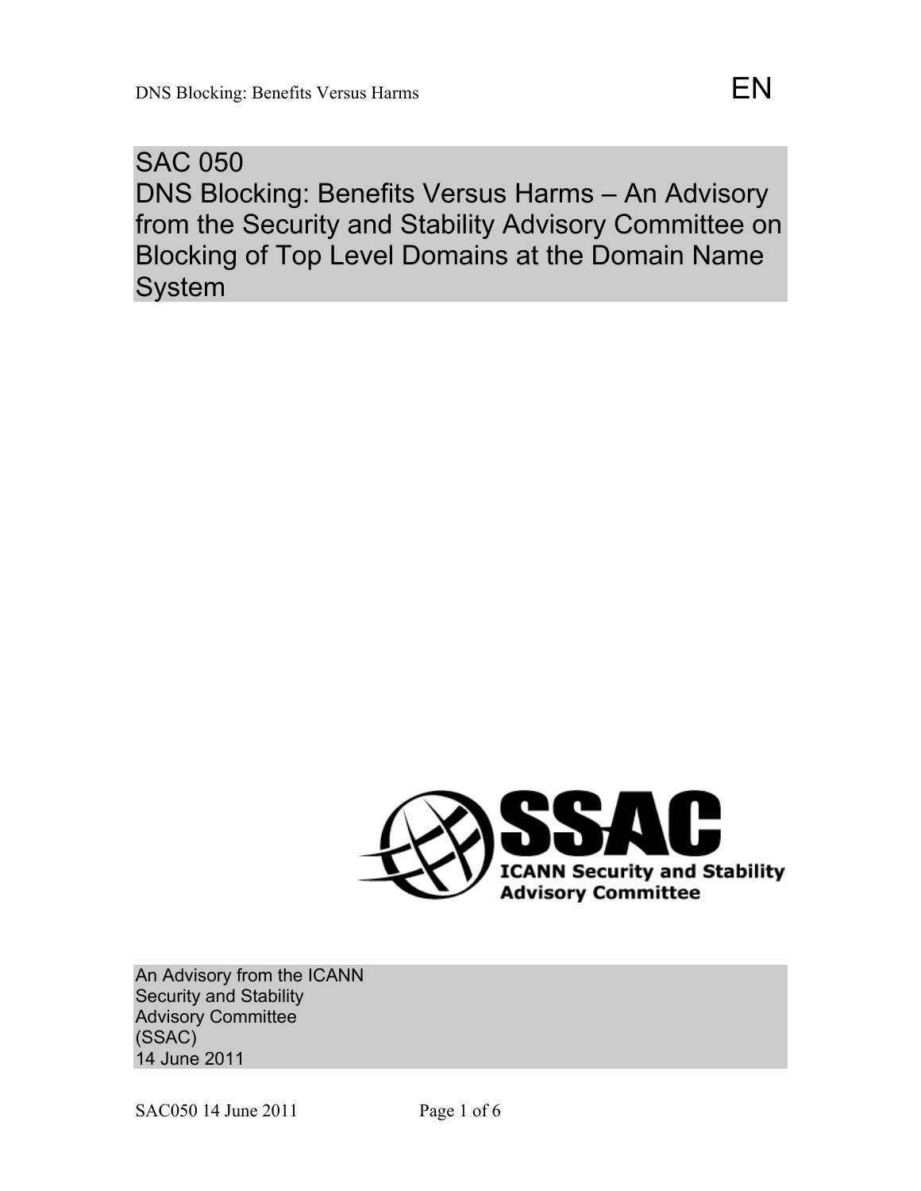# SAC 050
# DNS Blocking: Benefits Versus Harms – An Advisory from the Security and Stability Advisory Committee on Blocking of Top Level Domains at the Domain Name System

SSAC
ICANN Security and Stability Advisory Committee

An Advisory from the ICANN Security and Stability Advisory Committee (SSAC)
14 June 2011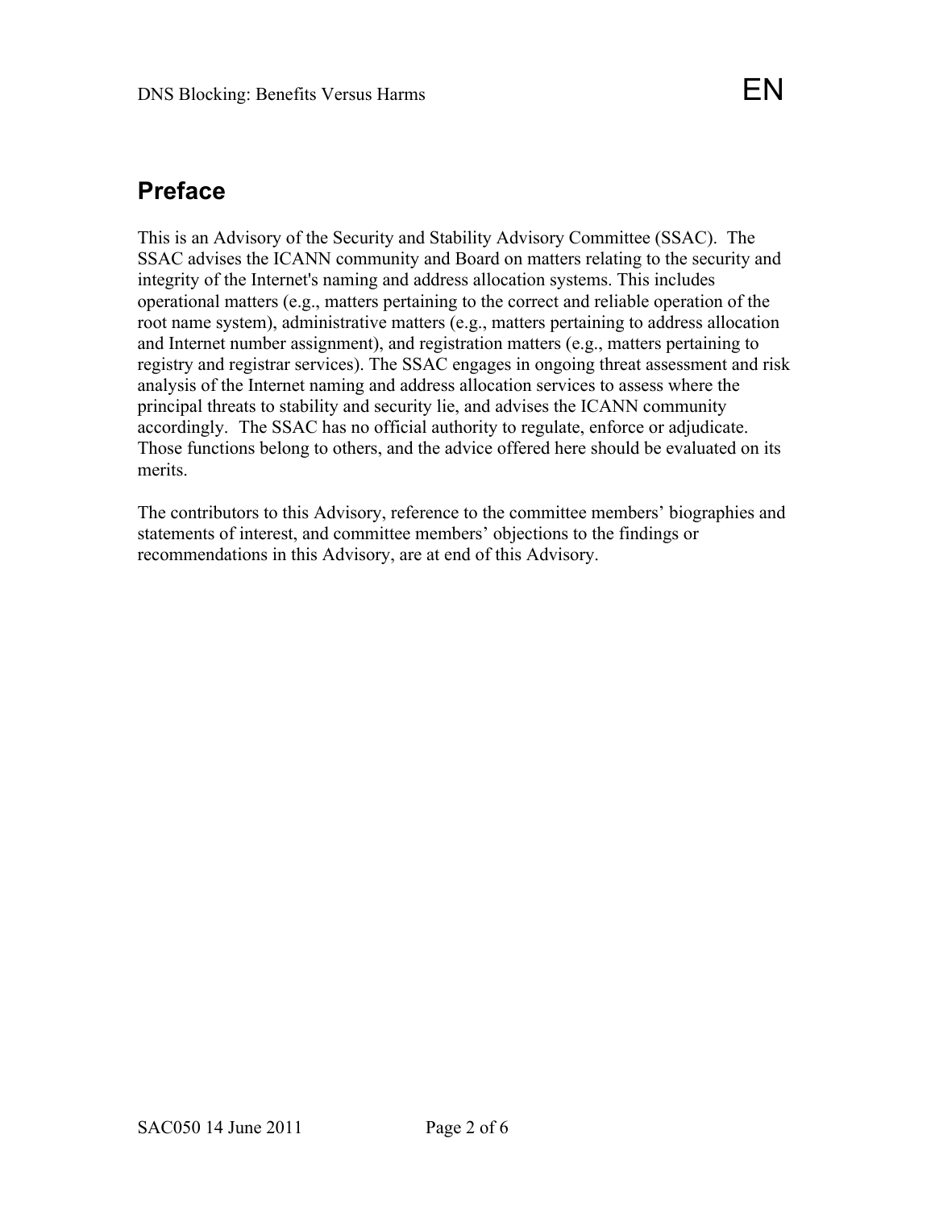## Preface

This is an Advisory of the Security and Stability Advisory Committee (SSAC). The SSAC advises the ICANN community and Board on matters relating to the security and integrity of the Internet's naming and address allocation systems. This includes operational matters (e.g., matters pertaining to the correct and reliable operation of the root name system), administrative matters (e.g., matters pertaining to address allocation and Internet number assignment), and registration matters (e.g., matters pertaining to registry and registrar services). The SSAC engages in ongoing threat assessment and risk analysis of the Internet naming and address allocation services to assess where the principal threats to stability and security lie, and advises the ICANN community accordingly. The SSAC has no official authority to regulate, enforce or adjudicate. Those functions belong to others, and the advice offered here should be evaluated on its merits.

The contributors to this Advisory, reference to the committee members' biographies and statements of interest, and committee members' objections to the findings or recommendations in this Advisory, are at end of this Advisory.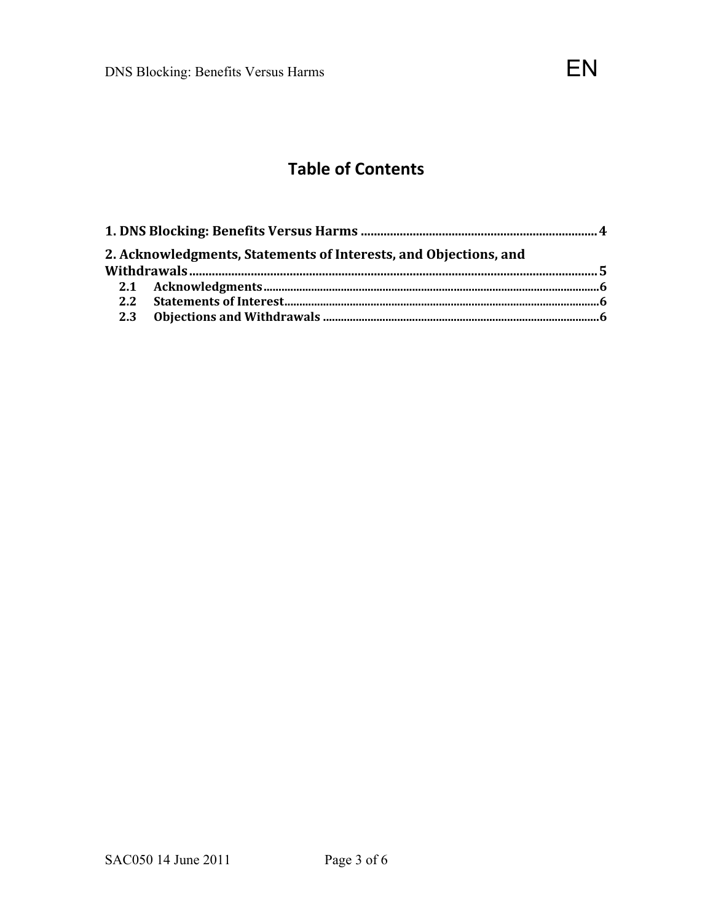# Table of Contents

**1. DNS Blocking: Benefits Versus Harms** ........................................................................ **4**

**2. Acknowledgments, Statements of Interests, and Objections, and Withdrawals** ........................................................................ **5**

- **2.1 Acknowledgments** ........................................................................ **6**
- **2.2 Statements of Interest** ........................................................................ **6**
- **2.3 Objections and Withdrawals** ........................................................................ **6**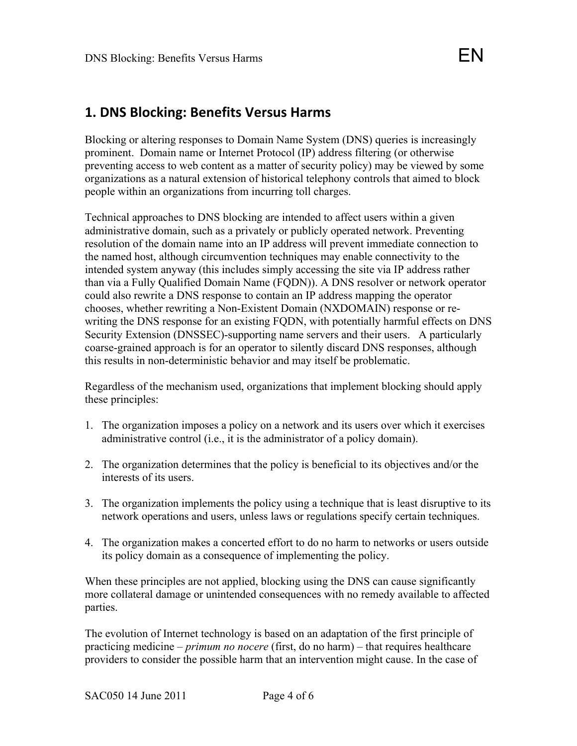# 1. DNS Blocking: Benefits Versus Harms

Blocking or altering responses to Domain Name System (DNS) queries is increasingly prominent. Domain name or Internet Protocol (IP) address filtering (or otherwise preventing access to web content as a matter of security policy) may be viewed by some organizations as a natural extension of historical telephony controls that aimed to block people within an organizations from incurring toll charges.

Technical approaches to DNS blocking are intended to affect users within a given administrative domain, such as a privately or publicly operated network. Preventing resolution of the domain name into an IP address will prevent immediate connection to the named host, although circumvention techniques may enable connectivity to the intended system anyway (this includes simply accessing the site via IP address rather than via a Fully Qualified Domain Name (FQDN)). A DNS resolver or network operator could also rewrite a DNS response to contain an IP address mapping the operator chooses, whether rewriting a Non-Existent Domain (NXDOMAIN) response or re-writing the DNS response for an existing FQDN, with potentially harmful effects on DNS Security Extension (DNSSEC)-supporting name servers and their users. A particularly coarse-grained approach is for an operator to silently discard DNS responses, although this results in non-deterministic behavior and may itself be problematic.

Regardless of the mechanism used, organizations that implement blocking should apply these principles:

1. The organization imposes a policy on a network and its users over which it exercises administrative control (i.e., it is the administrator of a policy domain).
2. The organization determines that the policy is beneficial to its objectives and/or the interests of its users.
3. The organization implements the policy using a technique that is least disruptive to its network operations and users, unless laws or regulations specify certain techniques.
4. The organization makes a concerted effort to do no harm to networks or users outside its policy domain as a consequence of implementing the policy.

When these principles are not applied, blocking using the DNS can cause significantly more collateral damage or unintended consequences with no remedy available to affected parties.

The evolution of Internet technology is based on an adaptation of the first principle of practicing medicine – *primum no nocere* (first, do no harm) – that requires healthcare providers to consider the possible harm that an intervention might cause. In the case of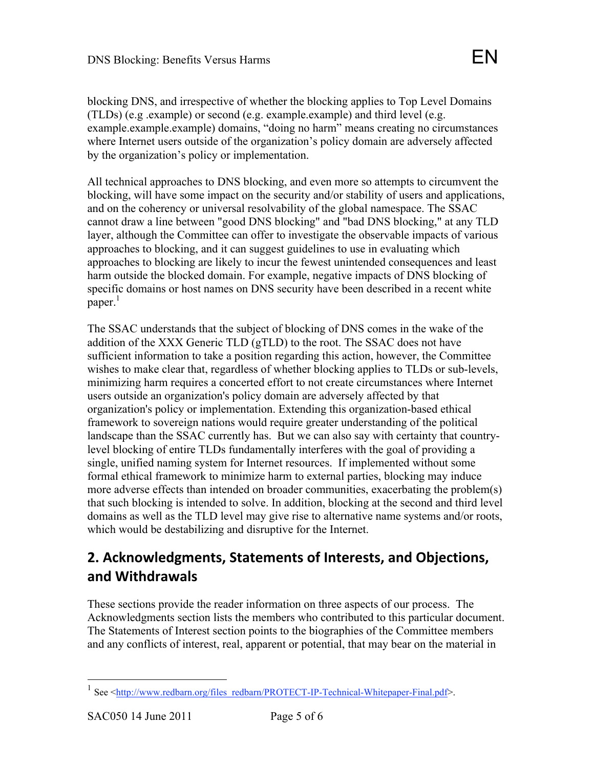blocking DNS, and irrespective of whether the blocking applies to Top Level Domains (TLDs) (e.g .example) or second (e.g. example.example) and third level (e.g. example.example.example) domains, "doing no harm" means creating no circumstances where Internet users outside of the organization's policy domain are adversely affected by the organization's policy or implementation.

All technical approaches to DNS blocking, and even more so attempts to circumvent the blocking, will have some impact on the security and/or stability of users and applications, and on the coherency or universal resolvability of the global namespace. The SSAC cannot draw a line between "good DNS blocking" and "bad DNS blocking," at any TLD layer, although the Committee can offer to investigate the observable impacts of various approaches to blocking, and it can suggest guidelines to use in evaluating which approaches to blocking are likely to incur the fewest unintended consequences and least harm outside the blocked domain. For example, negative impacts of DNS blocking of specific domains or host names on DNS security have been described in a recent white paper.[1]

The SSAC understands that the subject of blocking of DNS comes in the wake of the addition of the XXX Generic TLD (gTLD) to the root. The SSAC does not have sufficient information to take a position regarding this action, however, the Committee wishes to make clear that, regardless of whether blocking applies to TLDs or sub-levels, minimizing harm requires a concerted effort to not create circumstances where Internet users outside an organization's policy domain are adversely affected by that organization's policy or implementation. Extending this organization-based ethical framework to sovereign nations would require greater understanding of the political landscape than the SSAC currently has. But we can also say with certainty that country-level blocking of entire TLDs fundamentally interferes with the goal of providing a single, unified naming system for Internet resources. If implemented without some formal ethical framework to minimize harm to external parties, blocking may induce more adverse effects than intended on broader communities, exacerbating the problem(s) that such blocking is intended to solve. In addition, blocking at the second and third level domains as well as the TLD level may give rise to alternative name systems and/or roots, which would be destabilizing and disruptive for the Internet.

## 2. Acknowledgments, Statements of Interests, and Objections, and Withdrawals

These sections provide the reader information on three aspects of our process. The Acknowledgments section lists the members who contributed to this particular document. The Statements of Interest section points to the biographies of the Committee members and any conflicts of interest, real, apparent or potential, that may bear on the material in

---

[1] See <http://www.redbarn.org/files_redbarn/PROTECT-IP-Technical-Whitepaper-Final.pdf>.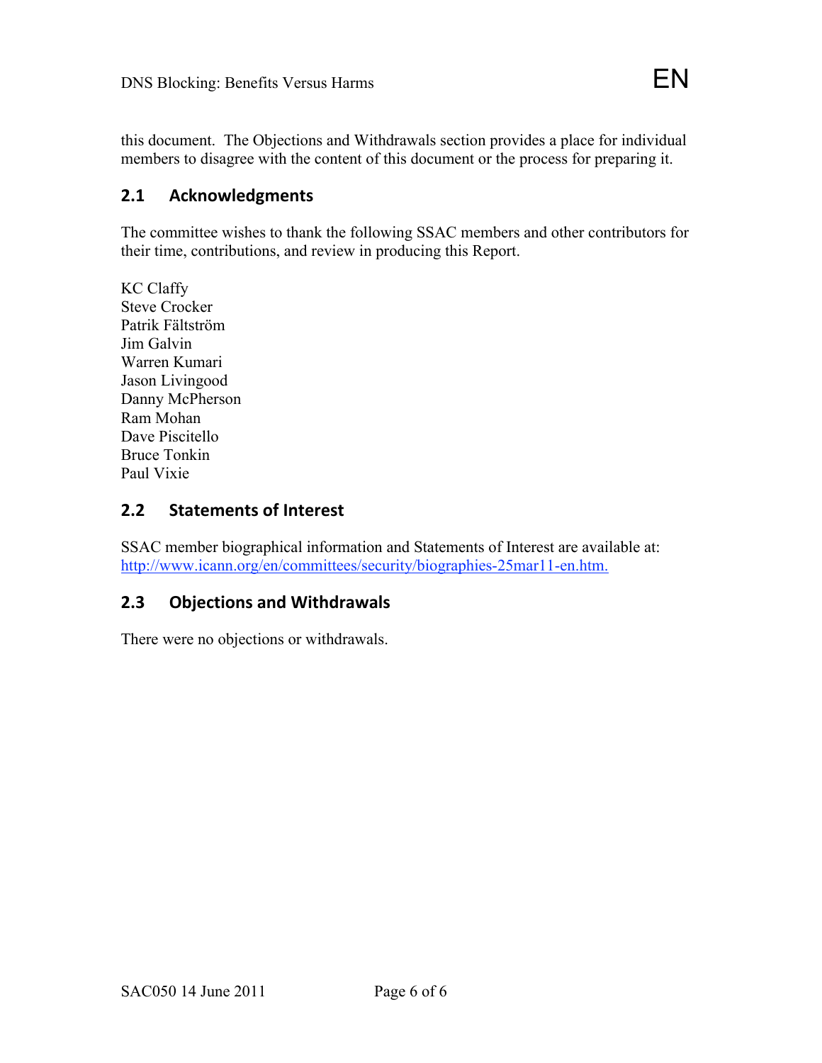this document. The Objections and Withdrawals section provides a place for individual members to disagree with the content of this document or the process for preparing it.

## 2.1 Acknowledgments

The committee wishes to thank the following SSAC members and other contributors for their time, contributions, and review in producing this Report.

KC Claffy
Steve Crocker
Patrik Fältström
Jim Galvin
Warren Kumari
Jason Livingood
Danny McPherson
Ram Mohan
Dave Piscitello
Bruce Tonkin
Paul Vixie

## 2.2 Statements of Interest

SSAC member biographical information and Statements of Interest are available at: http://www.icann.org/en/committees/security/biographies-25mar11-en.htm.

## 2.3 Objections and Withdrawals

There were no objections or withdrawals.